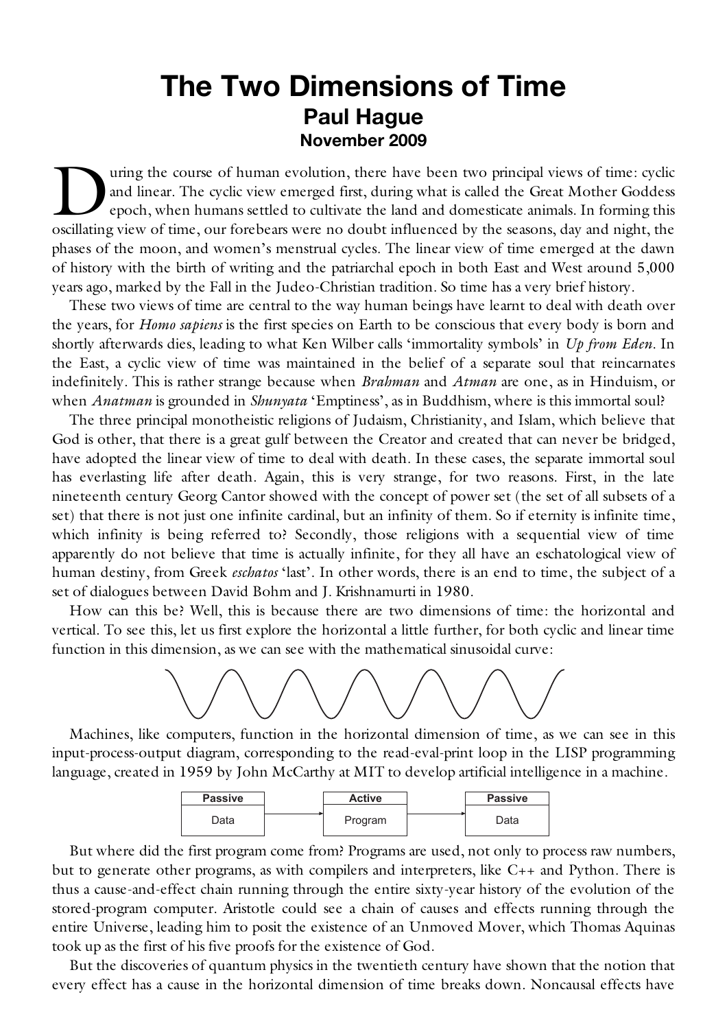# The Two Dimensions of Time

## Paul Hague

### November 2009

During the course of human evolution, there have been two principal views of time: cyclic and linear. The cyclic view emerged first, during what is called the Great Mother Goddess epoch, when humans settled to cultivate the land and domesticate animals. In forming this oscillating view of time, our forebears were no doubt influenced by the seasons, day and night, the phases of the moon, and women's menstrual cycles. The linear view of time emerged at the dawn of history with the birth of writing and the patriarchal epoch in both East and West around 5,000 years ago, marked by the Fall in the Judeo-Christian tradition. So time has a very brief history.

These two views of time are central to the way human beings have learnt to deal with death over the years, for *Homo sapiens* is the first species on Earth to be conscious that every body is born and shortly afterwards dies, leading to what Ken Wilber calls 'immortality symbols' in *Up from Eden*. In the East, a cyclic view of time was maintained in the belief of a separate soul that reincarnates indefinitely. This is rather strange because when *Brahman* and *Atman* are one, as in Hinduism, or when *Anatman* is grounded in *Shunyata* 'Emptiness', as in Buddhism, where is this immortal soul?

The three principal monotheistic religions of Judaism, Christianity, and Islam, which believe that God is other, that there is a great gulf between the Creator and created that can never be bridged, have adopted the linear view of time to deal with death. In these cases, the separate immortal soul has everlasting life after death. Again, this is very strange, for two reasons. First, in the late nineteenth century Georg Cantor showed with the concept of power set (the set of all subsets of a set) that there is not just one infinite cardinal, but an infinity of them. So if eternity is infinite time, which infinity is being referred to? Secondly, those religions with a sequential view of time apparently do not believe that time is actually infinite, for they all have an eschatological view of human destiny, from Greek *eschatos* 'last'. In other words, there is an end to time, the subject of a set of dialogues between David Bohm and J. Krishnamurti in 1980.

How can this be? Well, this is because there are two dimensions of time: the horizontal and vertical. To see this, let us first explore the horizontal a little further, for both cyclic and linear time function in this dimension, as we can see with the mathematical sinusoidal curve:

Machines, like computers, function in the horizontal dimension of time, as we can see in this input-process-output diagram, corresponding to the read-eval-print loop in the LISP programming language, created in 1959 by John McCarthy at MIT to develop artificial intelligence in a machine.

| Passive | | Active | | Passive |
|---|---|---|---|---|
| Data | → | Program | → | Data |

But where did the first program come from? Programs are used, not only to process raw numbers, but to generate other programs, as with compilers and interpreters, like C++ and Python. There is thus a cause-and-effect chain running through the entire sixty-year history of the evolution of the stored-program computer. Aristotle could see a chain of causes and effects running through the entire Universe, leading him to posit the existence of an Unmoved Mover, which Thomas Aquinas took up as the first of his five proofs for the existence of God.

But the discoveries of quantum physics in the twentieth century have shown that the notion that every effect has a cause in the horizontal dimension of time breaks down. Noncausal effects have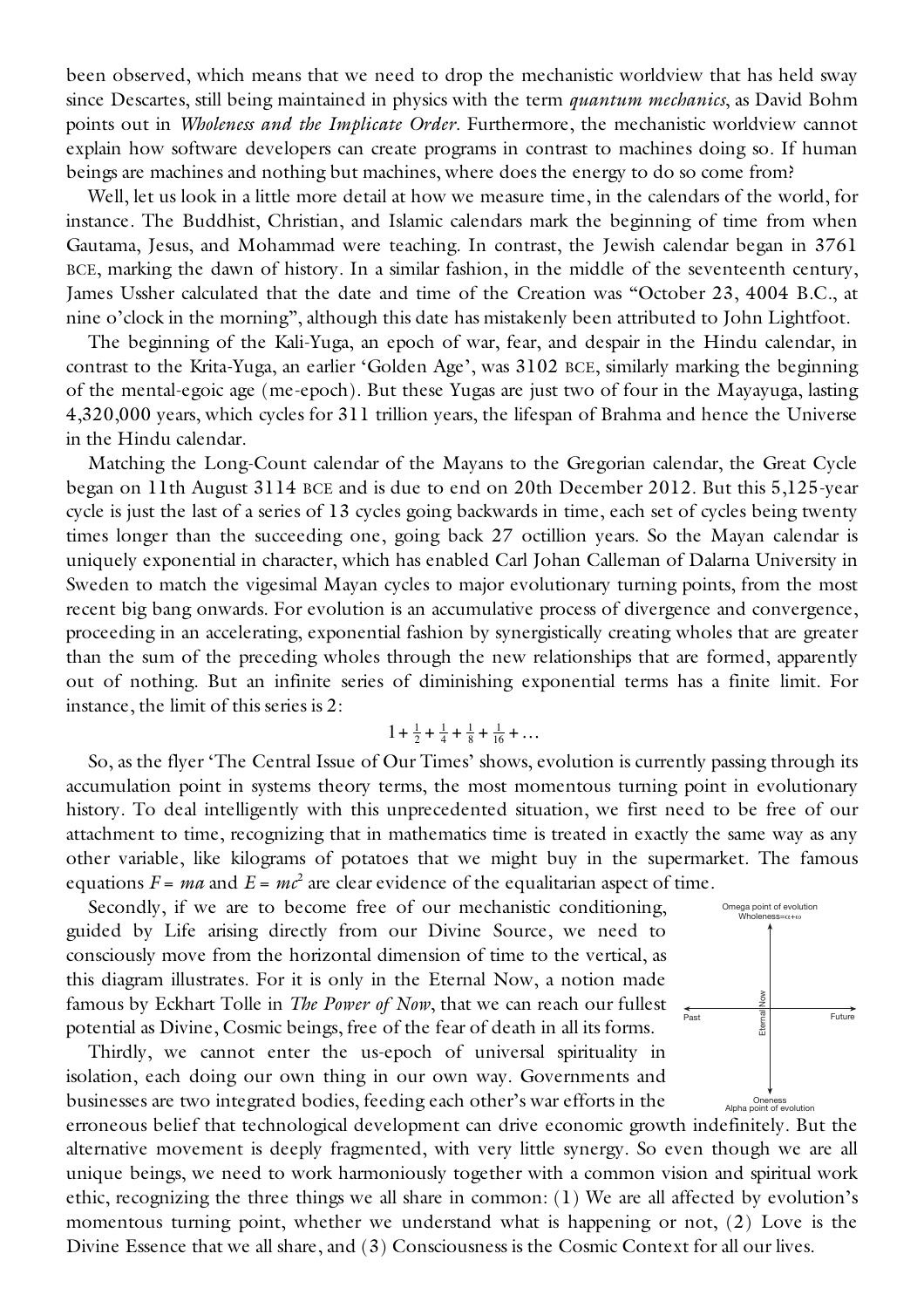been observed, which means that we need to drop the mechanistic worldview that has held sway since Descartes, still being maintained in physics with the term *quantum mechanics*, as David Bohm points out in *Wholeness and the Implicate Order*. Furthermore, the mechanistic worldview cannot explain how software developers can create programs in contrast to machines doing so. If human beings are machines and nothing but machines, where does the energy to do so come from?

Well, let us look in a little more detail at how we measure time, in the calendars of the world, for instance. The Buddhist, Christian, and Islamic calendars mark the beginning of time from when Gautama, Jesus, and Mohammad were teaching. In contrast, the Jewish calendar began in 3761 BCE, marking the dawn of history. In a similar fashion, in the middle of the seventeenth century, James Ussher calculated that the date and time of the Creation was "October 23, 4004 B.C., at nine o'clock in the morning", although this date has mistakenly been attributed to John Lightfoot.

The beginning of the Kali-Yuga, an epoch of war, fear, and despair in the Hindu calendar, in contrast to the Krita-Yuga, an earlier 'Golden Age', was 3102 BCE, similarly marking the beginning of the mental-egoic age (me-epoch). But these Yugas are just two of four in the Mayayuga, lasting 4,320,000 years, which cycles for 311 trillion years, the lifespan of Brahma and hence the Universe in the Hindu calendar.

Matching the Long-Count calendar of the Mayans to the Gregorian calendar, the Great Cycle began on 11th August 3114 BCE and is due to end on 20th December 2012. But this 5,125-year cycle is just the last of a series of 13 cycles going backwards in time, each set of cycles being twenty times longer than the succeeding one, going back 27 octillion years. So the Mayan calendar is uniquely exponential in character, which has enabled Carl Johan Calleman of Dalarna University in Sweden to match the vigesimal Mayan cycles to major evolutionary turning points, from the most recent big bang onwards. For evolution is an accumulative process of divergence and convergence, proceeding in an accelerating, exponential fashion by synergistically creating wholes that are greater than the sum of the preceding wholes through the new relationships that are formed, apparently out of nothing. But an infinite series of diminishing exponential terms has a finite limit. For instance, the limit of this series is 2:

$$1 + \tfrac{1}{2} + \tfrac{1}{4} + \tfrac{1}{8} + \tfrac{1}{16} + \ldots$$

So, as the flyer 'The Central Issue of Our Times' shows, evolution is currently passing through its accumulation point in systems theory terms, the most momentous turning point in evolutionary history. To deal intelligently with this unprecedented situation, we first need to be free of our attachment to time, recognizing that in mathematics time is treated in exactly the same way as any other variable, like kilograms of potatoes that we might buy in the supermarket. The famous equations $F = ma$ and $E = mc^2$ are clear evidence of the equalitarian aspect of time.

Secondly, if we are to become free of our mechanistic conditioning, guided by Life arising directly from our Divine Source, we need to consciously move from the horizontal dimension of time to the vertical, as this diagram illustrates. For it is only in the Eternal Now, a notion made famous by Eckhart Tolle in *The Power of Now*, that we can reach our fullest potential as Divine, Cosmic beings, free of the fear of death in all its forms.

Omega point of evolution
Wholeness=α+ω
Past
Eternal Now
Future
Oneness
Alpha point of evolution

Thirdly, we cannot enter the us-epoch of universal spirituality in isolation, each doing our own thing in our own way. Governments and businesses are two integrated bodies, feeding each other's war efforts in the erroneous belief that technological development can drive economic growth indefinitely. But the alternative movement is deeply fragmented, with very little synergy. So even though we are all unique beings, we need to work harmoniously together with a common vision and spiritual work ethic, recognizing the three things we all share in common: (1) We are all affected by evolution's momentous turning point, whether we understand what is happening or not, (2) Love is the Divine Essence that we all share, and (3) Consciousness is the Cosmic Context for all our lives.